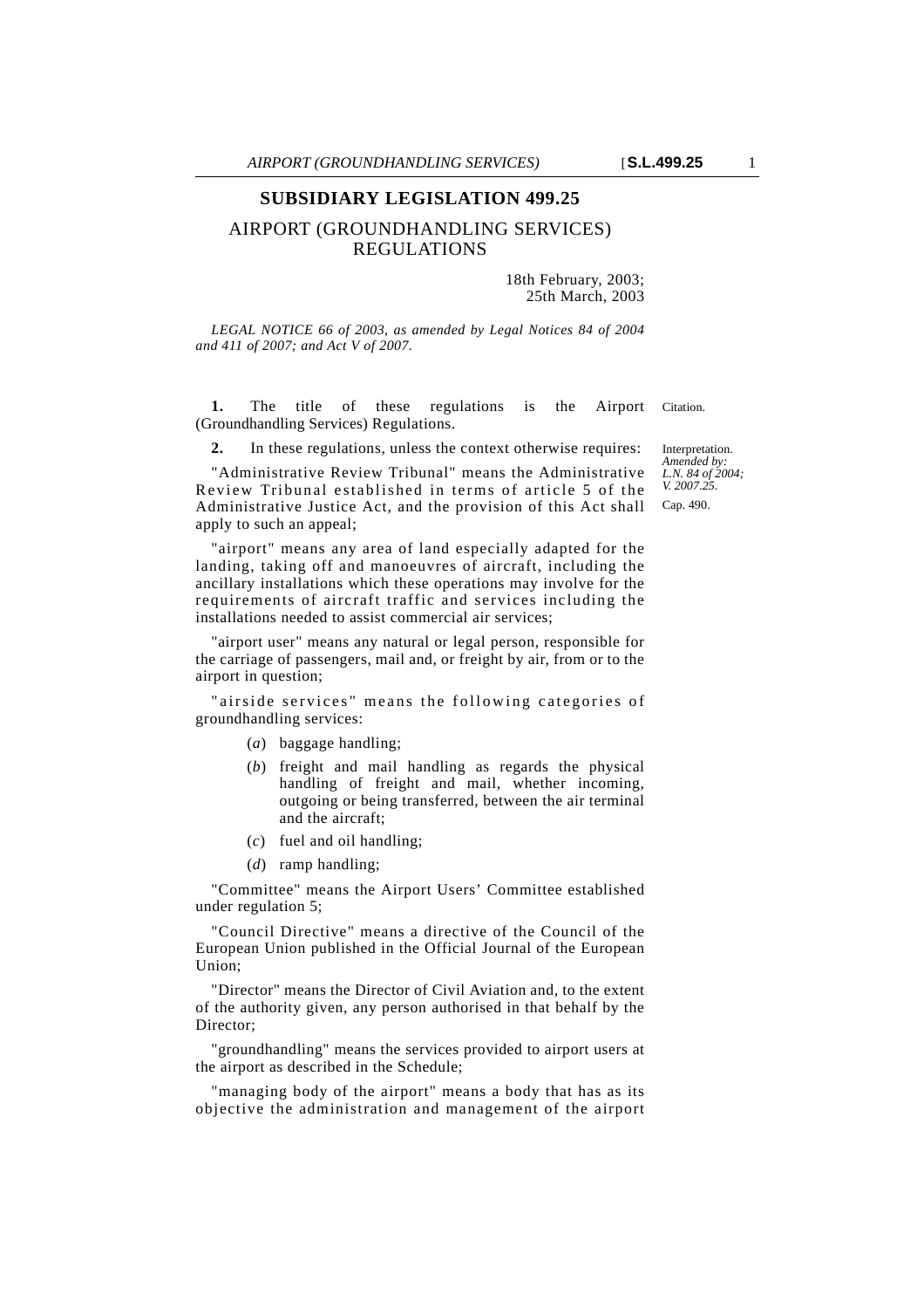# SUBSIDIARY LEGISLATION 499.25

## AIRPORT (GROUNDHANDLING SERVICES) REGULATIONS

18th February, 2003;
25th March, 2003

*LEGAL NOTICE 66 of 2003, as amended by Legal Notices 84 of 2004 and 411 of 2007; and Act V of 2007.*

Citation.

**1.** The title of these regulations is the Airport (Groundhandling Services) Regulations.

Interpretation.
*Amended by: L.N. 84 of 2004; V. 2007.25.*

**2.** In these regulations, unless the context otherwise requires:

Cap. 490.

"Administrative Review Tribunal" means the Administrative Review Tribunal established in terms of article 5 of the Administrative Justice Act, and the provision of this Act shall apply to such an appeal;

"airport" means any area of land especially adapted for the landing, taking off and manoeuvres of aircraft, including the ancillary installations which these operations may involve for the requirements of aircraft traffic and services including the installations needed to assist commercial air services;

"airport user" means any natural or legal person, responsible for the carriage of passengers, mail and, or freight by air, from or to the airport in question;

"airside services" means the following categories of groundhandling services:

(*a*) baggage handling;

(*b*) freight and mail handling as regards the physical handling of freight and mail, whether incoming, outgoing or being transferred, between the air terminal and the aircraft;

(*c*) fuel and oil handling;

(*d*) ramp handling;

"Committee" means the Airport Users' Committee established under regulation 5;

"Council Directive" means a directive of the Council of the European Union published in the Official Journal of the European Union;

"Director" means the Director of Civil Aviation and, to the extent of the authority given, any person authorised in that behalf by the Director;

"groundhandling" means the services provided to airport users at the airport as described in the Schedule;

"managing body of the airport" means a body that has as its objective the administration and management of the airport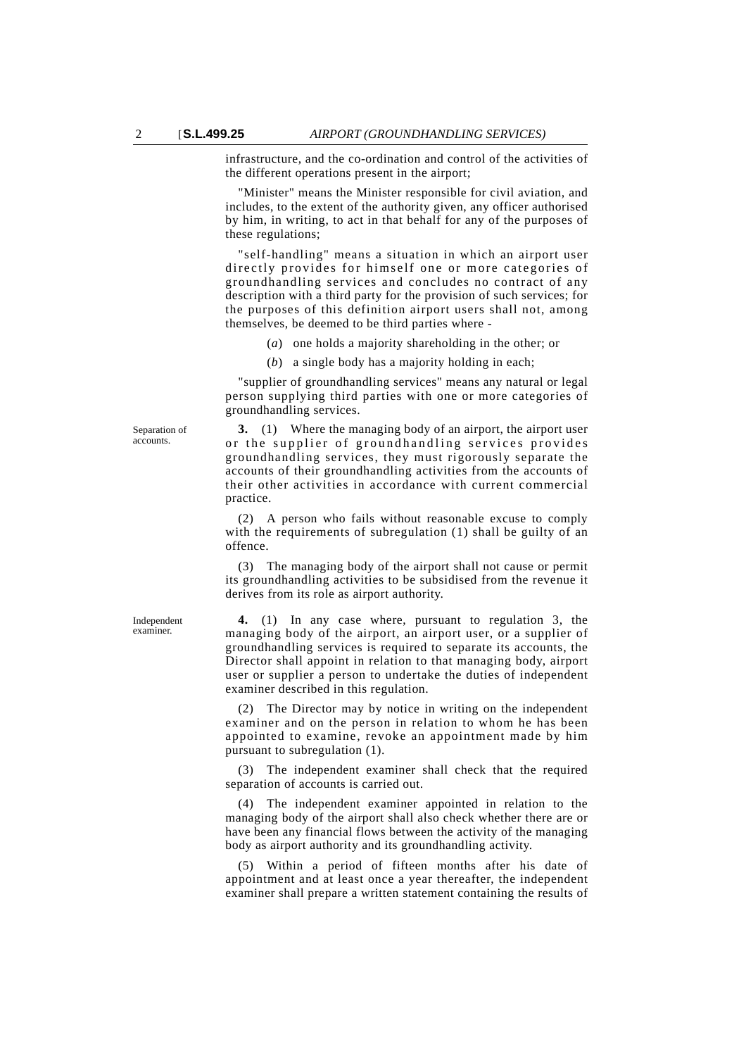infrastructure, and the co-ordination and control of the activities of the different operations present in the airport;

"Minister" means the Minister responsible for civil aviation, and includes, to the extent of the authority given, any officer authorised by him, in writing, to act in that behalf for any of the purposes of these regulations;

"self-handling" means a situation in which an airport user directly provides for himself one or more categories of groundhandling services and concludes no contract of any description with a third party for the provision of such services; for the purposes of this definition airport users shall not, among themselves, be deemed to be third parties where -

(*a*) one holds a majority shareholding in the other; or

(*b*) a single body has a majority holding in each;

"supplier of groundhandling services" means any natural or legal person supplying third parties with one or more categories of groundhandling services.

Separation of accounts.

**3.** (1) Where the managing body of an airport, the airport user or the supplier of groundhandling services provides groundhandling services, they must rigorously separate the accounts of their groundhandling activities from the accounts of their other activities in accordance with current commercial practice.

(2) A person who fails without reasonable excuse to comply with the requirements of subregulation (1) shall be guilty of an offence.

(3) The managing body of the airport shall not cause or permit its groundhandling activities to be subsidised from the revenue it derives from its role as airport authority.

Independent examiner.

**4.** (1) In any case where, pursuant to regulation 3, the managing body of the airport, an airport user, or a supplier of groundhandling services is required to separate its accounts, the Director shall appoint in relation to that managing body, airport user or supplier a person to undertake the duties of independent examiner described in this regulation.

(2) The Director may by notice in writing on the independent examiner and on the person in relation to whom he has been appointed to examine, revoke an appointment made by him pursuant to subregulation (1).

(3) The independent examiner shall check that the required separation of accounts is carried out.

(4) The independent examiner appointed in relation to the managing body of the airport shall also check whether there are or have been any financial flows between the activity of the managing body as airport authority and its groundhandling activity.

(5) Within a period of fifteen months after his date of appointment and at least once a year thereafter, the independent examiner shall prepare a written statement containing the results of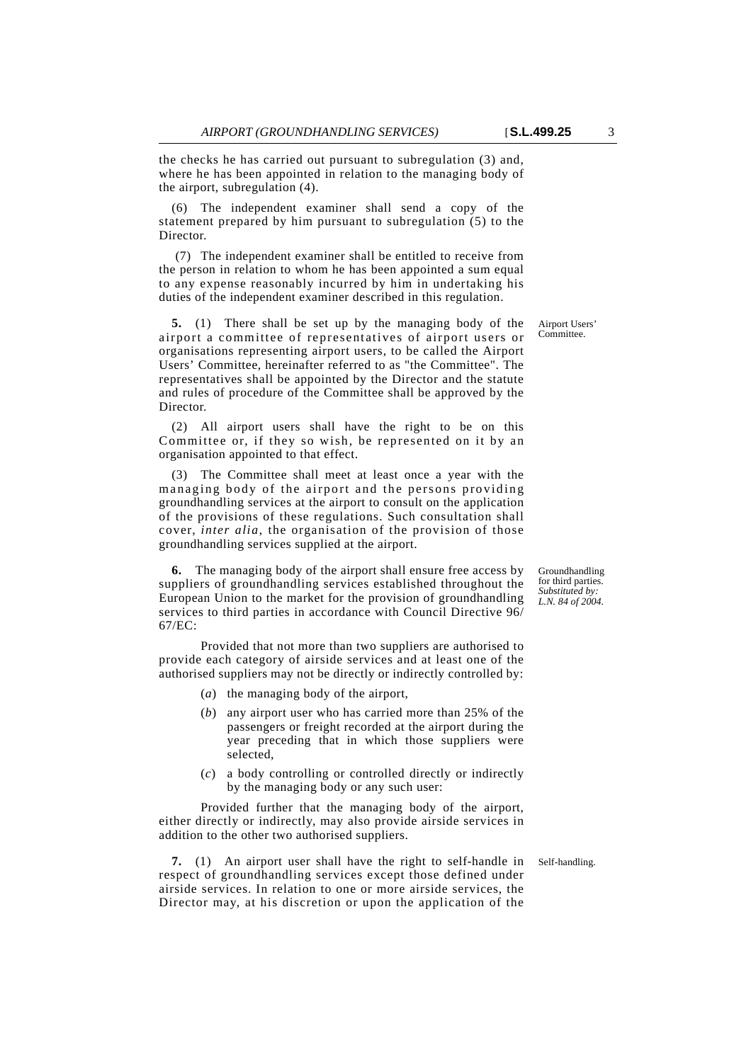the checks he has carried out pursuant to subregulation (3) and, where he has been appointed in relation to the managing body of the airport, subregulation (4).

(6) The independent examiner shall send a copy of the statement prepared by him pursuant to subregulation (5) to the Director.

(7) The independent examiner shall be entitled to receive from the person in relation to whom he has been appointed a sum equal to any expense reasonably incurred by him in undertaking his duties of the independent examiner described in this regulation.

Airport Users' Committee.

**5.** (1) There shall be set up by the managing body of the airport a committee of representatives of airport users or organisations representing airport users, to be called the Airport Users' Committee, hereinafter referred to as "the Committee". The representatives shall be appointed by the Director and the statute and rules of procedure of the Committee shall be approved by the Director.

(2) All airport users shall have the right to be on this Committee or, if they so wish, be represented on it by an organisation appointed to that effect.

(3) The Committee shall meet at least once a year with the managing body of the airport and the persons providing groundhandling services at the airport to consult on the application of the provisions of these regulations. Such consultation shall cover, *inter alia*, the organisation of the provision of those groundhandling services supplied at the airport.

Groundhandling for third parties. *Substituted by: L.N. 84 of 2004.*

**6.** The managing body of the airport shall ensure free access by suppliers of groundhandling services established throughout the European Union to the market for the provision of groundhandling services to third parties in accordance with Council Directive 96/67/EC:

Provided that not more than two suppliers are authorised to provide each category of airside services and at least one of the authorised suppliers may not be directly or indirectly controlled by:

- (*a*) the managing body of the airport,
- (*b*) any airport user who has carried more than 25% of the passengers or freight recorded at the airport during the year preceding that in which those suppliers were selected,
- (*c*) a body controlling or controlled directly or indirectly by the managing body or any such user:

Provided further that the managing body of the airport, either directly or indirectly, may also provide airside services in addition to the other two authorised suppliers.

Self-handling.

**7.** (1) An airport user shall have the right to self-handle in respect of groundhandling services except those defined under airside services. In relation to one or more airside services, the Director may, at his discretion or upon the application of the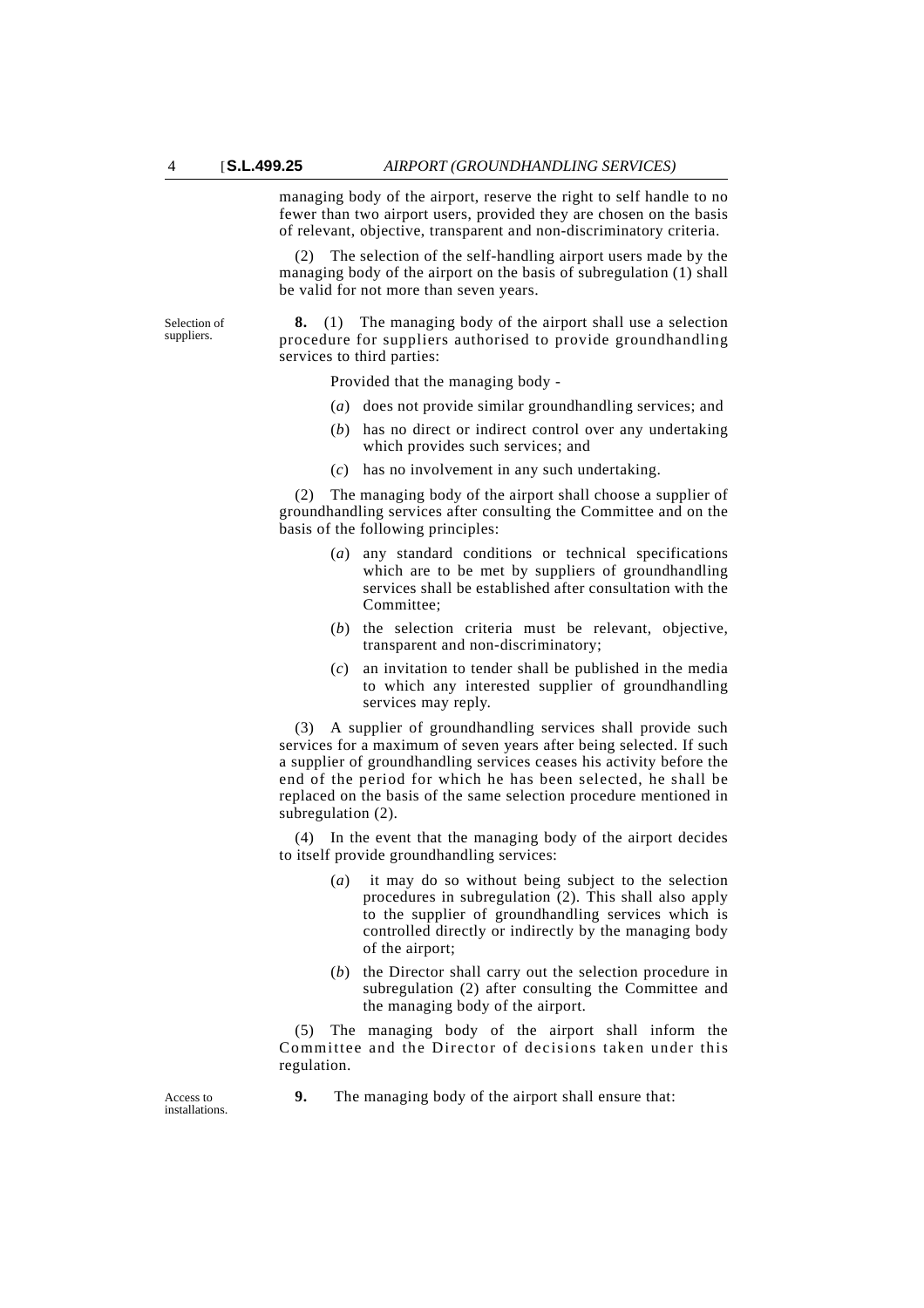managing body of the airport, reserve the right to self handle to no fewer than two airport users, provided they are chosen on the basis of relevant, objective, transparent and non-discriminatory criteria.

(2) The selection of the self-handling airport users made by the managing body of the airport on the basis of subregulation (1) shall be valid for not more than seven years.

Selection of suppliers.

**8.** (1) The managing body of the airport shall use a selection procedure for suppliers authorised to provide groundhandling services to third parties:

Provided that the managing body -

(*a*) does not provide similar groundhandling services; and

(*b*) has no direct or indirect control over any undertaking which provides such services; and

(*c*) has no involvement in any such undertaking.

(2) The managing body of the airport shall choose a supplier of groundhandling services after consulting the Committee and on the basis of the following principles:

(*a*) any standard conditions or technical specifications which are to be met by suppliers of groundhandling services shall be established after consultation with the Committee;

(*b*) the selection criteria must be relevant, objective, transparent and non-discriminatory;

(*c*) an invitation to tender shall be published in the media to which any interested supplier of groundhandling services may reply.

(3) A supplier of groundhandling services shall provide such services for a maximum of seven years after being selected. If such a supplier of groundhandling services ceases his activity before the end of the period for which he has been selected, he shall be replaced on the basis of the same selection procedure mentioned in subregulation (2).

(4) In the event that the managing body of the airport decides to itself provide groundhandling services:

(*a*) it may do so without being subject to the selection procedures in subregulation (2). This shall also apply to the supplier of groundhandling services which is controlled directly or indirectly by the managing body of the airport;

(*b*) the Director shall carry out the selection procedure in subregulation (2) after consulting the Committee and the managing body of the airport.

(5) The managing body of the airport shall inform the Committee and the Director of decisions taken under this regulation.

Access to installations.

**9.** The managing body of the airport shall ensure that: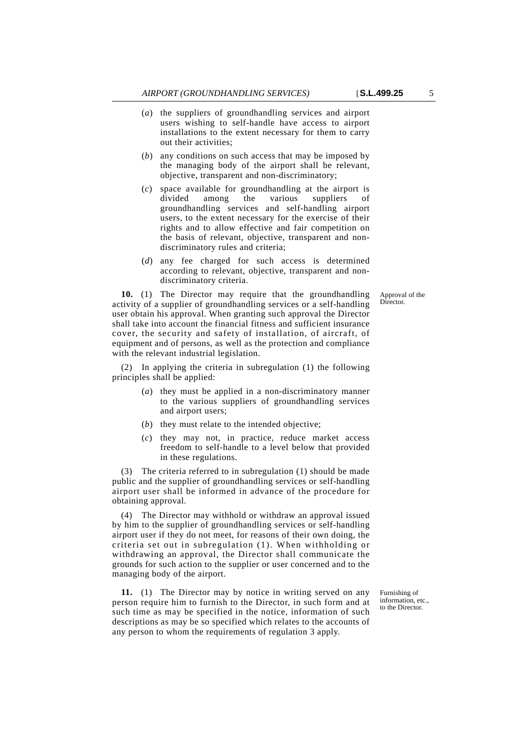(*a*) the suppliers of groundhandling services and airport users wishing to self-handle have access to airport installations to the extent necessary for them to carry out their activities;

(*b*) any conditions on such access that may be imposed by the managing body of the airport shall be relevant, objective, transparent and non-discriminatory;

(*c*) space available for groundhandling at the airport is divided among the various suppliers of groundhandling services and self-handling airport users, to the extent necessary for the exercise of their rights and to allow effective and fair competition on the basis of relevant, objective, transparent and non-discriminatory rules and criteria;

(*d*) any fee charged for such access is determined according to relevant, objective, transparent and non-discriminatory criteria.

Approval of the Director.

**10.** (1) The Director may require that the groundhandling activity of a supplier of groundhandling services or a self-handling user obtain his approval. When granting such approval the Director shall take into account the financial fitness and sufficient insurance cover, the security and safety of installation, of aircraft, of equipment and of persons, as well as the protection and compliance with the relevant industrial legislation.

(2) In applying the criteria in subregulation (1) the following principles shall be applied:

(*a*) they must be applied in a non-discriminatory manner to the various suppliers of groundhandling services and airport users;

(*b*) they must relate to the intended objective;

(*c*) they may not, in practice, reduce market access freedom to self-handle to a level below that provided in these regulations.

(3) The criteria referred to in subregulation (1) should be made public and the supplier of groundhandling services or self-handling airport user shall be informed in advance of the procedure for obtaining approval.

(4) The Director may withhold or withdraw an approval issued by him to the supplier of groundhandling services or self-handling airport user if they do not meet, for reasons of their own doing, the criteria set out in subregulation (1). When withholding or withdrawing an approval, the Director shall communicate the grounds for such action to the supplier or user concerned and to the managing body of the airport.

Furnishing of information, etc., to the Director.

**11.** (1) The Director may by notice in writing served on any person require him to furnish to the Director, in such form and at such time as may be specified in the notice, information of such descriptions as may be so specified which relates to the accounts of any person to whom the requirements of regulation 3 apply.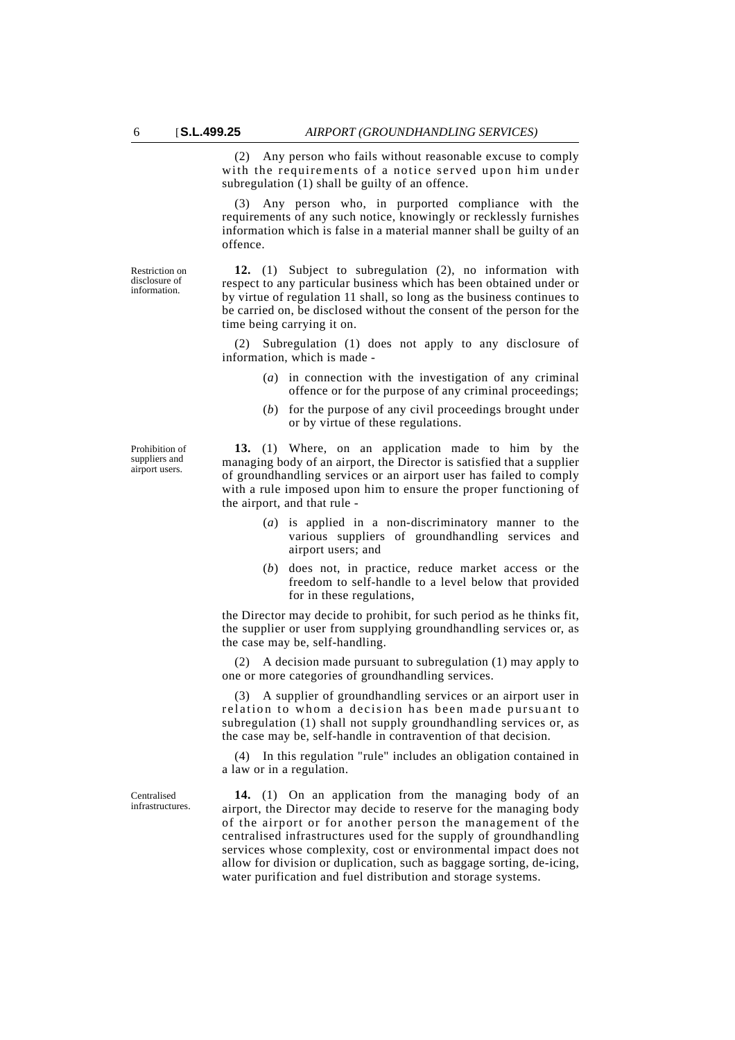(2) Any person who fails without reasonable excuse to comply with the requirements of a notice served upon him under subregulation (1) shall be guilty of an offence.

(3) Any person who, in purported compliance with the requirements of any such notice, knowingly or recklessly furnishes information which is false in a material manner shall be guilty of an offence.

*Restriction on disclosure of information.*

**12.** (1) Subject to subregulation (2), no information with respect to any particular business which has been obtained under or by virtue of regulation 11 shall, so long as the business continues to be carried on, be disclosed without the consent of the person for the time being carrying it on.

(2) Subregulation (1) does not apply to any disclosure of information, which is made -

- (*a*) in connection with the investigation of any criminal offence or for the purpose of any criminal proceedings;
- (*b*) for the purpose of any civil proceedings brought under or by virtue of these regulations.

*Prohibition of suppliers and airport users.*

**13.** (1) Where, on an application made to him by the managing body of an airport, the Director is satisfied that a supplier of groundhandling services or an airport user has failed to comply with a rule imposed upon him to ensure the proper functioning of the airport, and that rule -

- (*a*) is applied in a non-discriminatory manner to the various suppliers of groundhandling services and airport users; and
- (*b*) does not, in practice, reduce market access or the freedom to self-handle to a level below that provided for in these regulations,

the Director may decide to prohibit, for such period as he thinks fit, the supplier or user from supplying groundhandling services or, as the case may be, self-handling.

(2) A decision made pursuant to subregulation (1) may apply to one or more categories of groundhandling services.

(3) A supplier of groundhandling services or an airport user in relation to whom a decision has been made pursuant to subregulation (1) shall not supply groundhandling services or, as the case may be, self-handle in contravention of that decision.

(4) In this regulation "rule" includes an obligation contained in a law or in a regulation.

*Centralised infrastructures.*

**14.** (1) On an application from the managing body of an airport, the Director may decide to reserve for the managing body of the airport or for another person the management of the centralised infrastructures used for the supply of groundhandling services whose complexity, cost or environmental impact does not allow for division or duplication, such as baggage sorting, de-icing, water purification and fuel distribution and storage systems.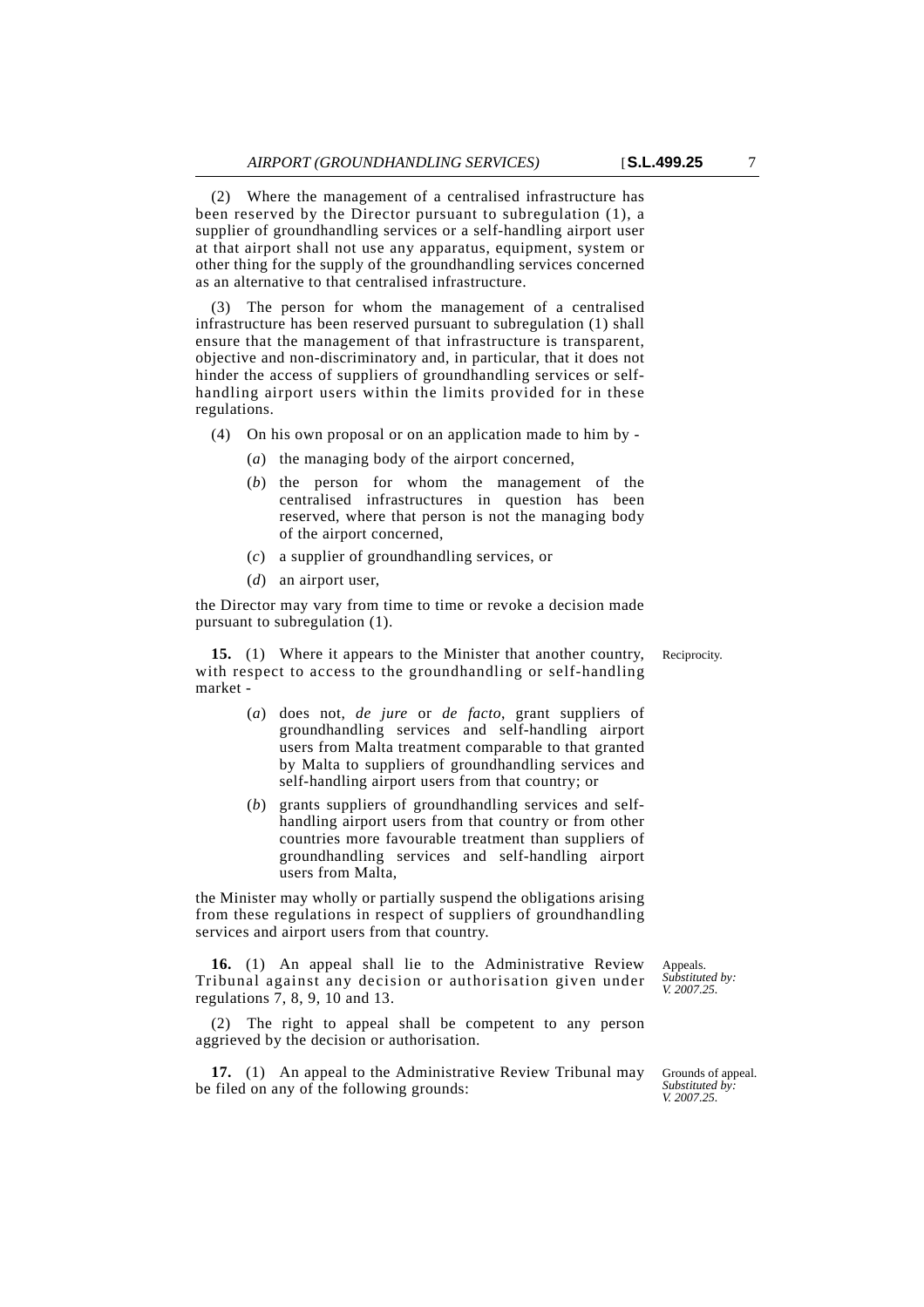(2) Where the management of a centralised infrastructure has been reserved by the Director pursuant to subregulation (1), a supplier of groundhandling services or a self-handling airport user at that airport shall not use any apparatus, equipment, system or other thing for the supply of the groundhandling services concerned as an alternative to that centralised infrastructure.

(3) The person for whom the management of a centralised infrastructure has been reserved pursuant to subregulation (1) shall ensure that the management of that infrastructure is transparent, objective and non-discriminatory and, in particular, that it does not hinder the access of suppliers of groundhandling services or self-handling airport users within the limits provided for in these regulations.

(4) On his own proposal or on an application made to him by -

(*a*) the managing body of the airport concerned,

(*b*) the person for whom the management of the centralised infrastructures in question has been reserved, where that person is not the managing body of the airport concerned,

(*c*) a supplier of groundhandling services, or

(*d*) an airport user,

the Director may vary from time to time or revoke a decision made pursuant to subregulation (1).

Reciprocity.

**15.** (1) Where it appears to the Minister that another country, with respect to access to the groundhandling or self-handling market -

(*a*) does not, *de jure* or *de facto*, grant suppliers of groundhandling services and self-handling airport users from Malta treatment comparable to that granted by Malta to suppliers of groundhandling services and self-handling airport users from that country; or

(*b*) grants suppliers of groundhandling services and self-handling airport users from that country or from other countries more favourable treatment than suppliers of groundhandling services and self-handling airport users from Malta,

the Minister may wholly or partially suspend the obligations arising from these regulations in respect of suppliers of groundhandling services and airport users from that country.

Appeals.
*Substituted by: V. 2007.25.*

**16.** (1) An appeal shall lie to the Administrative Review Tribunal against any decision or authorisation given under regulations 7, 8, 9, 10 and 13.

(2) The right to appeal shall be competent to any person aggrieved by the decision or authorisation.

Grounds of appeal.
*Substituted by: V. 2007.25.*

**17.** (1) An appeal to the Administrative Review Tribunal may be filed on any of the following grounds: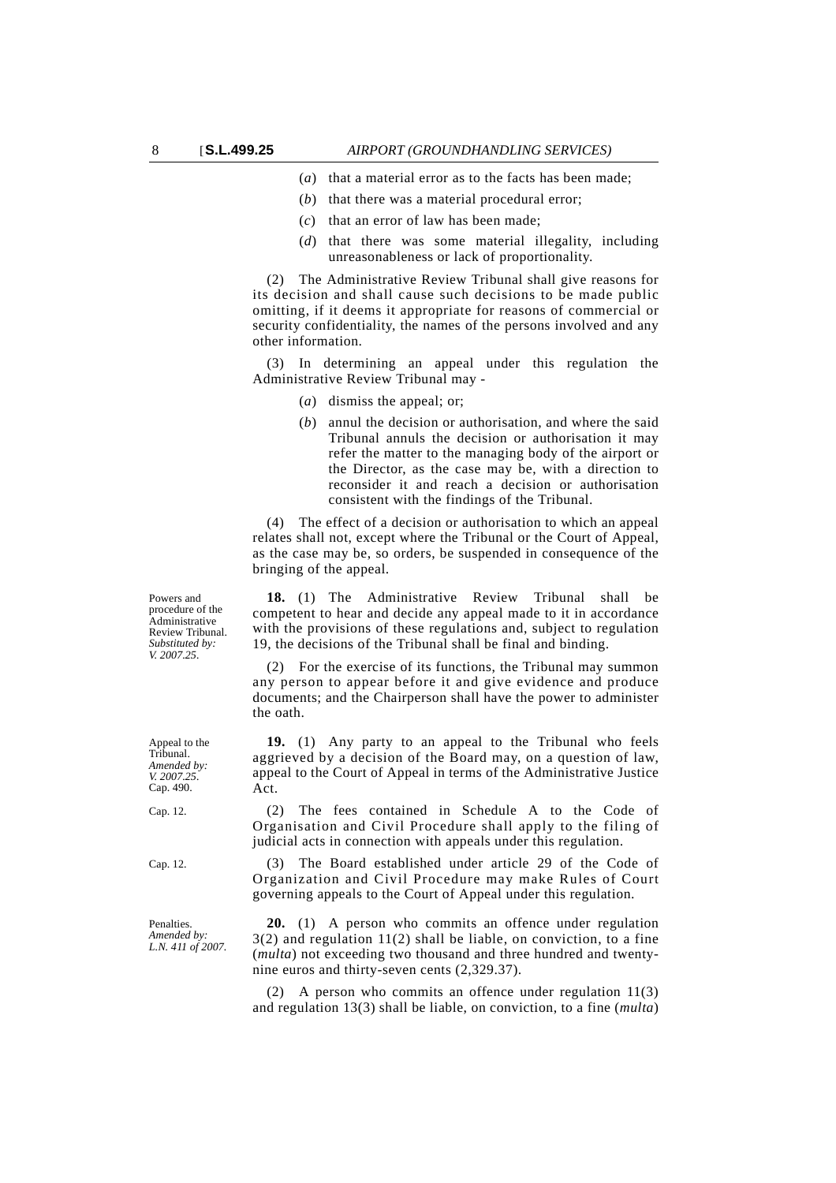(*a*) that a material error as to the facts has been made;

(*b*) that there was a material procedural error;

(*c*) that an error of law has been made;

(*d*) that there was some material illegality, including unreasonableness or lack of proportionality.

(2) The Administrative Review Tribunal shall give reasons for its decision and shall cause such decisions to be made public omitting, if it deems it appropriate for reasons of commercial or security confidentiality, the names of the persons involved and any other information.

(3) In determining an appeal under this regulation the Administrative Review Tribunal may -

(*a*) dismiss the appeal; or;

(*b*) annul the decision or authorisation, and where the said Tribunal annuls the decision or authorisation it may refer the matter to the managing body of the airport or the Director, as the case may be, with a direction to reconsider it and reach a decision or authorisation consistent with the findings of the Tribunal.

(4) The effect of a decision or authorisation to which an appeal relates shall not, except where the Tribunal or the Court of Appeal, as the case may be, so orders, be suspended in consequence of the bringing of the appeal.

Powers and procedure of the Administrative Review Tribunal. *Substituted by: V. 2007.25.*

**18.** (1) The Administrative Review Tribunal shall be competent to hear and decide any appeal made to it in accordance with the provisions of these regulations and, subject to regulation 19, the decisions of the Tribunal shall be final and binding.

(2) For the exercise of its functions, the Tribunal may summon any person to appear before it and give evidence and produce documents; and the Chairperson shall have the power to administer the oath.

Appeal to the Tribunal. *Amended by: V. 2007.25.* Cap. 490.

**19.** (1) Any party to an appeal to the Tribunal who feels aggrieved by a decision of the Board may, on a question of law, appeal to the Court of Appeal in terms of the Administrative Justice Act.

Cap. 12.

(2) The fees contained in Schedule A to the Code of Organisation and Civil Procedure shall apply to the filing of judicial acts in connection with appeals under this regulation.

Cap. 12.

(3) The Board established under article 29 of the Code of Organization and Civil Procedure may make Rules of Court governing appeals to the Court of Appeal under this regulation.

Penalties. *Amended by: L.N. 411 of 2007.*

**20.** (1) A person who commits an offence under regulation 3(2) and regulation 11(2) shall be liable, on conviction, to a fine (*multa*) not exceeding two thousand and three hundred and twenty-nine euros and thirty-seven cents (2,329.37).

(2) A person who commits an offence under regulation 11(3) and regulation 13(3) shall be liable, on conviction, to a fine (*multa*)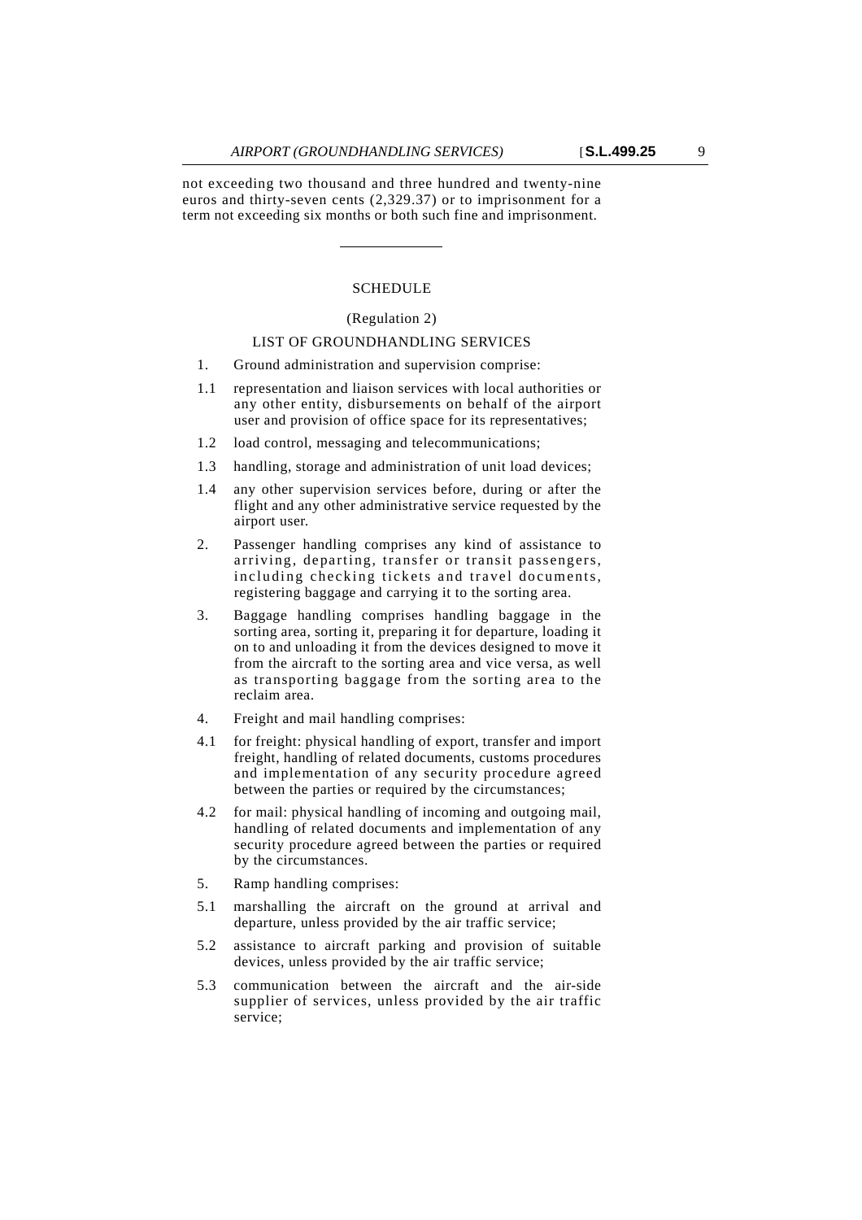not exceeding two thousand and three hundred and twenty-nine euros and thirty-seven cents (2,329.37) or to imprisonment for a term not exceeding six months or both such fine and imprisonment.

---

## SCHEDULE

(Regulation 2)

### LIST OF GROUNDHANDLING SERVICES

1. Ground administration and supervision comprise:

1.1 representation and liaison services with local authorities or any other entity, disbursements on behalf of the airport user and provision of office space for its representatives;

1.2 load control, messaging and telecommunications;

1.3 handling, storage and administration of unit load devices;

1.4 any other supervision services before, during or after the flight and any other administrative service requested by the airport user.

2. Passenger handling comprises any kind of assistance to arriving, departing, transfer or transit passengers, including checking tickets and travel documents, registering baggage and carrying it to the sorting area.

3. Baggage handling comprises handling baggage in the sorting area, sorting it, preparing it for departure, loading it on to and unloading it from the devices designed to move it from the aircraft to the sorting area and vice versa, as well as transporting baggage from the sorting area to the reclaim area.

4. Freight and mail handling comprises:

4.1 for freight: physical handling of export, transfer and import freight, handling of related documents, customs procedures and implementation of any security procedure agreed between the parties or required by the circumstances;

4.2 for mail: physical handling of incoming and outgoing mail, handling of related documents and implementation of any security procedure agreed between the parties or required by the circumstances.

5. Ramp handling comprises:

5.1 marshalling the aircraft on the ground at arrival and departure, unless provided by the air traffic service;

5.2 assistance to aircraft parking and provision of suitable devices, unless provided by the air traffic service;

5.3 communication between the aircraft and the air-side supplier of services, unless provided by the air traffic service;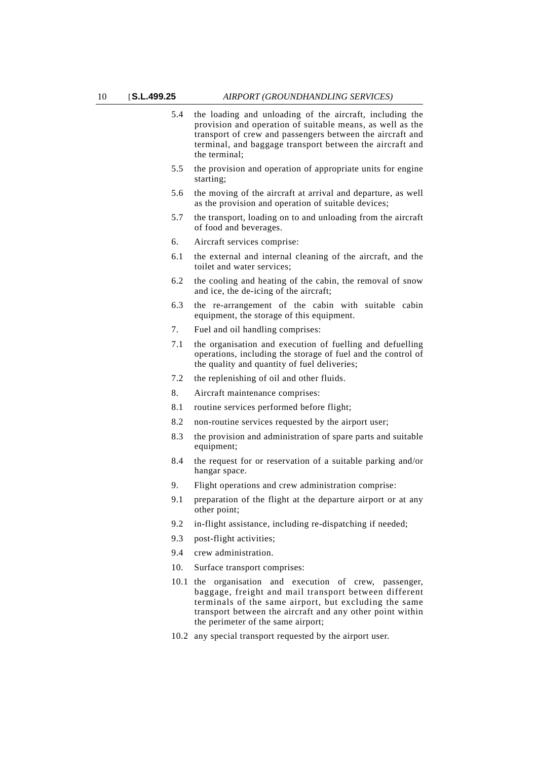5.4 the loading and unloading of the aircraft, including the provision and operation of suitable means, as well as the transport of crew and passengers between the aircraft and terminal, and baggage transport between the aircraft and the terminal;

5.5 the provision and operation of appropriate units for engine starting;

5.6 the moving of the aircraft at arrival and departure, as well as the provision and operation of suitable devices;

5.7 the transport, loading on to and unloading from the aircraft of food and beverages.

6. Aircraft services comprise:

6.1 the external and internal cleaning of the aircraft, and the toilet and water services;

6.2 the cooling and heating of the cabin, the removal of snow and ice, the de-icing of the aircraft;

6.3 the re-arrangement of the cabin with suitable cabin equipment, the storage of this equipment.

7. Fuel and oil handling comprises:

7.1 the organisation and execution of fuelling and defuelling operations, including the storage of fuel and the control of the quality and quantity of fuel deliveries;

7.2 the replenishing of oil and other fluids.

8. Aircraft maintenance comprises:

8.1 routine services performed before flight;

8.2 non-routine services requested by the airport user;

8.3 the provision and administration of spare parts and suitable equipment;

8.4 the request for or reservation of a suitable parking and/or hangar space.

9. Flight operations and crew administration comprise:

9.1 preparation of the flight at the departure airport or at any other point;

9.2 in-flight assistance, including re-dispatching if needed;

9.3 post-flight activities;

9.4 crew administration.

10. Surface transport comprises:

10.1 the organisation and execution of crew, passenger, baggage, freight and mail transport between different terminals of the same airport, but excluding the same transport between the aircraft and any other point within the perimeter of the same airport;

10.2 any special transport requested by the airport user.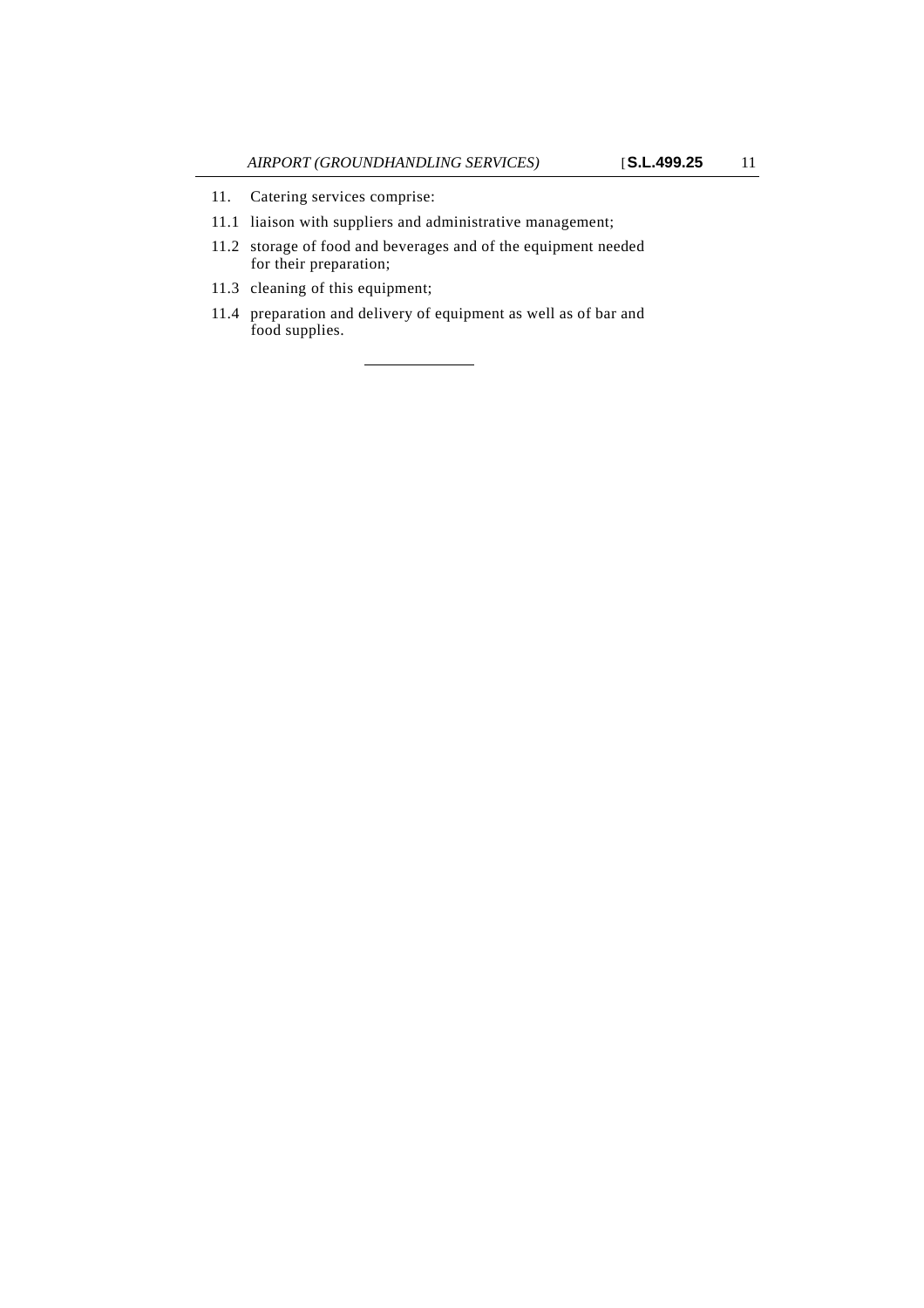11. Catering services comprise:

11.1 liaison with suppliers and administrative management;

11.2 storage of food and beverages and of the equipment needed for their preparation;

11.3 cleaning of this equipment;

11.4 preparation and delivery of equipment as well as of bar and food supplies.

---